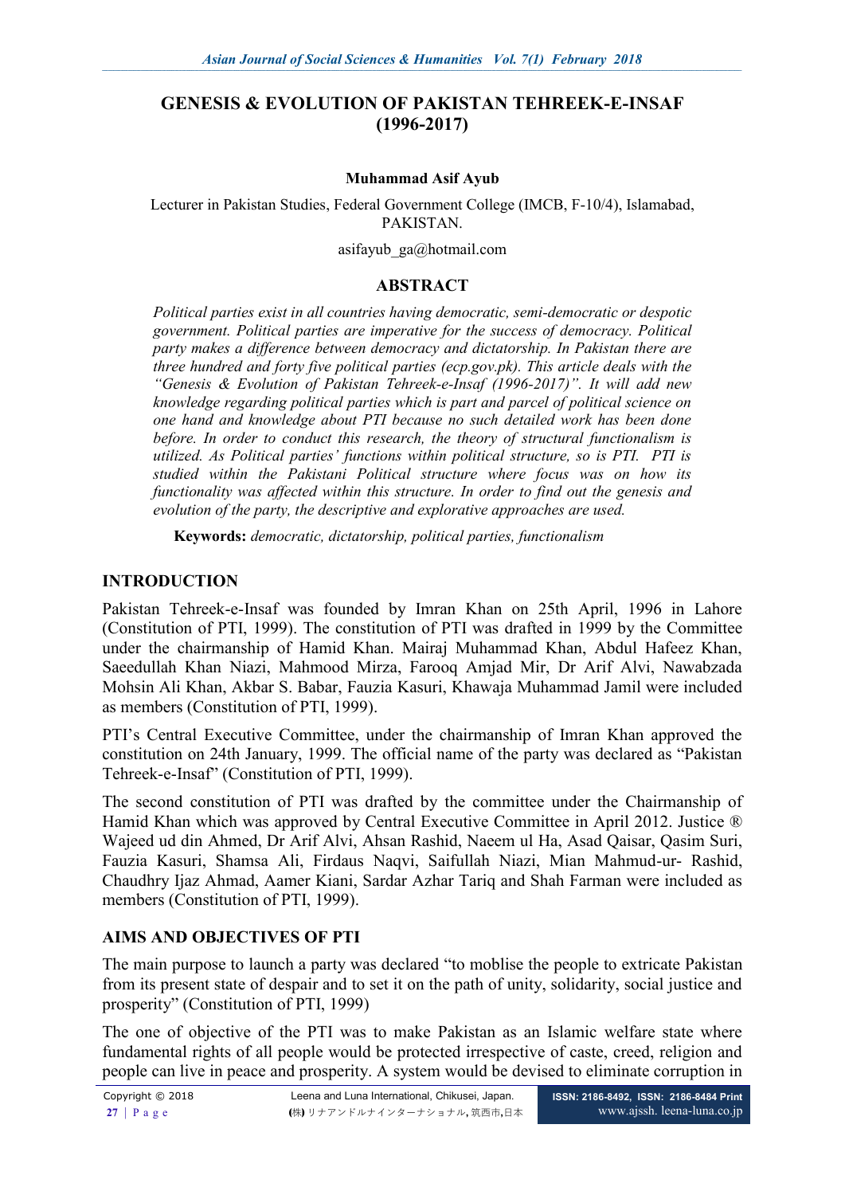# GENESIS & EVOLUTION OF PAKISTAN TEHREEK-E-INSAF (1996-2017)

**Muhammad Asif Ayub**

Lecturer in Pakistan Studies, Federal Government College (IMCB, F-10/4), Islamabad, PAKISTAN.

asifayub_ga@hotmail.com

## ABSTRACT

*Political parties exist in all countries having democratic, semi-democratic or despotic government. Political parties are imperative for the success of democracy. Political party makes a difference between democracy and dictatorship. In Pakistan there are three hundred and forty five political parties (ecp.gov.pk). This article deals with the "Genesis & Evolution of Pakistan Tehreek-e-Insaf (1996-2017)". It will add new knowledge regarding political parties which is part and parcel of political science on one hand and knowledge about PTI because no such detailed work has been done before. In order to conduct this research, the theory of structural functionalism is utilized. As Political parties' functions within political structure, so is PTI. PTI is studied within the Pakistani Political structure where focus was on how its functionality was affected within this structure. In order to find out the genesis and evolution of the party, the descriptive and explorative approaches are used.*

**Keywords:** *democratic, dictatorship, political parties, functionalism*

## INTRODUCTION

Pakistan Tehreek-e-Insaf was founded by Imran Khan on 25th April, 1996 in Lahore (Constitution of PTI, 1999). The constitution of PTI was drafted in 1999 by the Committee under the chairmanship of Hamid Khan. Mairaj Muhammad Khan, Abdul Hafeez Khan, Saeedullah Khan Niazi, Mahmood Mirza, Farooq Amjad Mir, Dr Arif Alvi, Nawabzada Mohsin Ali Khan, Akbar S. Babar, Fauzia Kasuri, Khawaja Muhammad Jamil were included as members (Constitution of PTI, 1999).

PTI's Central Executive Committee, under the chairmanship of Imran Khan approved the constitution on 24th January, 1999. The official name of the party was declared as "Pakistan Tehreek-e-Insaf" (Constitution of PTI, 1999).

The second constitution of PTI was drafted by the committee under the Chairmanship of Hamid Khan which was approved by Central Executive Committee in April 2012. Justice ® Wajeed ud din Ahmed, Dr Arif Alvi, Ahsan Rashid, Naeem ul Ha, Asad Qaisar, Qasim Suri, Fauzia Kasuri, Shamsa Ali, Firdaus Naqvi, Saifullah Niazi, Mian Mahmud-ur- Rashid, Chaudhry Ijaz Ahmad, Aamer Kiani, Sardar Azhar Tariq and Shah Farman were included as members (Constitution of PTI, 1999).

## AIMS AND OBJECTIVES OF PTI

The main purpose to launch a party was declared "to moblise the people to extricate Pakistan from its present state of despair and to set it on the path of unity, solidarity, social justice and prosperity" (Constitution of PTI, 1999)

The one of objective of the PTI was to make Pakistan as an Islamic welfare state where fundamental rights of all people would be protected irrespective of caste, creed, religion and people can live in peace and prosperity. A system would be devised to eliminate corruption in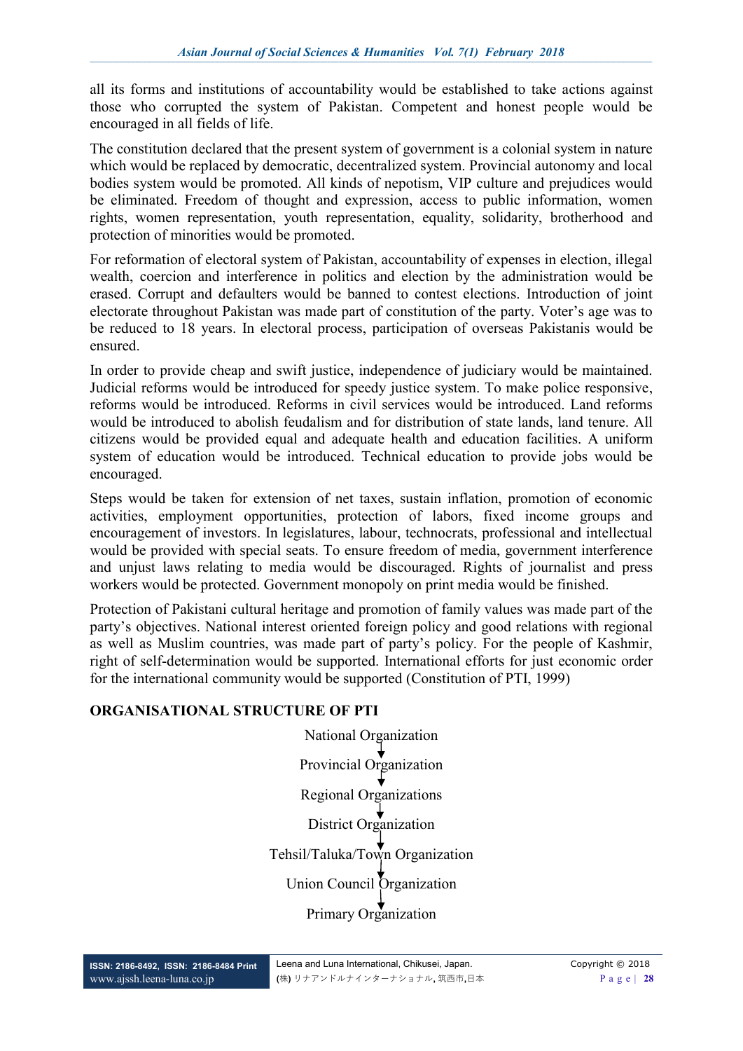all its forms and institutions of accountability would be established to take actions against those who corrupted the system of Pakistan. Competent and honest people would be encouraged in all fields of life.

The constitution declared that the present system of government is a colonial system in nature which would be replaced by democratic, decentralized system. Provincial autonomy and local bodies system would be promoted. All kinds of nepotism, VIP culture and prejudices would be eliminated. Freedom of thought and expression, access to public information, women rights, women representation, youth representation, equality, solidarity, brotherhood and protection of minorities would be promoted.

For reformation of electoral system of Pakistan, accountability of expenses in election, illegal wealth, coercion and interference in politics and election by the administration would be erased. Corrupt and defaulters would be banned to contest elections. Introduction of joint electorate throughout Pakistan was made part of constitution of the party. Voter's age was to be reduced to 18 years. In electoral process, participation of overseas Pakistanis would be ensured.

In order to provide cheap and swift justice, independence of judiciary would be maintained. Judicial reforms would be introduced for speedy justice system. To make police responsive, reforms would be introduced. Reforms in civil services would be introduced. Land reforms would be introduced to abolish feudalism and for distribution of state lands, land tenure. All citizens would be provided equal and adequate health and education facilities. A uniform system of education would be introduced. Technical education to provide jobs would be encouraged.

Steps would be taken for extension of net taxes, sustain inflation, promotion of economic activities, employment opportunities, protection of labors, fixed income groups and encouragement of investors. In legislatures, labour, technocrats, professional and intellectual would be provided with special seats. To ensure freedom of media, government interference and unjust laws relating to media would be discouraged. Rights of journalist and press workers would be protected. Government monopoly on print media would be finished.

Protection of Pakistani cultural heritage and promotion of family values was made part of the party's objectives. National interest oriented foreign policy and good relations with regional as well as Muslim countries, was made part of party's policy. For the people of Kashmir, right of self-determination would be supported. International efforts for just economic order for the international community would be supported (Constitution of PTI, 1999)

## ORGANISATIONAL STRUCTURE OF PTI

National Organization
↓
Provincial Organization
↓
Regional Organizations
↓
District Organization
↓
Tehsil/Taluka/Town Organization
↓
Union Council Organization
↓
Primary Organization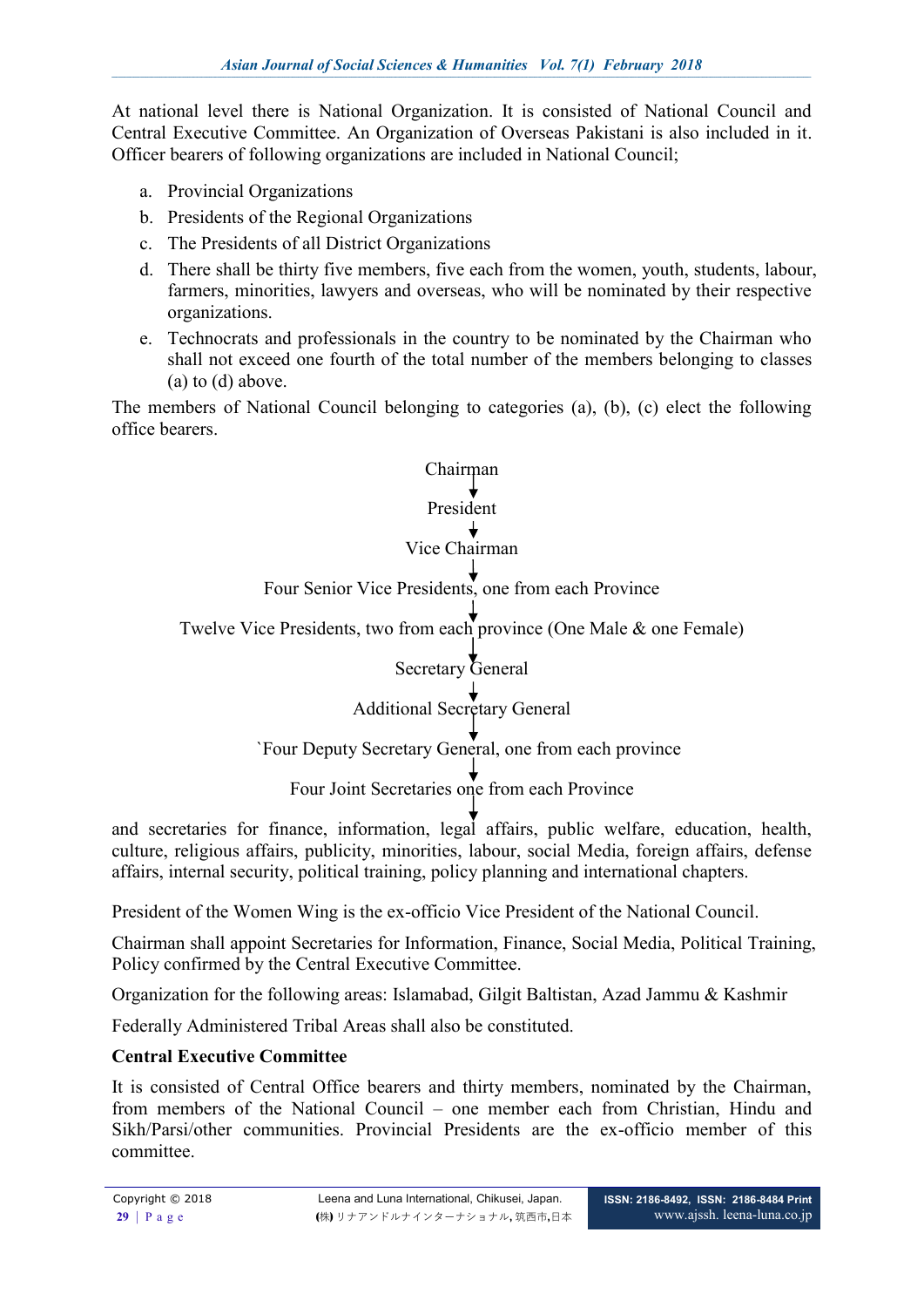At national level there is National Organization. It is consisted of National Council and Central Executive Committee. An Organization of Overseas Pakistani is also included in it. Officer bearers of following organizations are included in National Council;

a. Provincial Organizations
b. Presidents of the Regional Organizations
c. The Presidents of all District Organizations
d. There shall be thirty five members, five each from the women, youth, students, labour, farmers, minorities, lawyers and overseas, who will be nominated by their respective organizations.
e. Technocrats and professionals in the country to be nominated by the Chairman who shall not exceed one fourth of the total number of the members belonging to classes (a) to (d) above.

The members of National Council belonging to categories (a), (b), (c) elect the following office bearers.

Chairman
↓
President
↓
Vice Chairman
↓
Four Senior Vice Presidents, one from each Province
↓
Twelve Vice Presidents, two from each province (One Male & one Female)
↓
Secretary General
↓
Additional Secretary General
↓
`Four Deputy Secretary General, one from each province
↓
Four Joint Secretaries one from each Province
↓

and secretaries for finance, information, legal affairs, public welfare, education, health, culture, religious affairs, publicity, minorities, labour, social Media, foreign affairs, defense affairs, internal security, political training, policy planning and international chapters.

President of the Women Wing is the ex-officio Vice President of the National Council.

Chairman shall appoint Secretaries for Information, Finance, Social Media, Political Training, Policy confirmed by the Central Executive Committee.

Organization for the following areas: Islamabad, Gilgit Baltistan, Azad Jammu & Kashmir

Federally Administered Tribal Areas shall also be constituted.

**Central Executive Committee**

It is consisted of Central Office bearers and thirty members, nominated by the Chairman, from members of the National Council – one member each from Christian, Hindu and Sikh/Parsi/other communities. Provincial Presidents are the ex-officio member of this committee.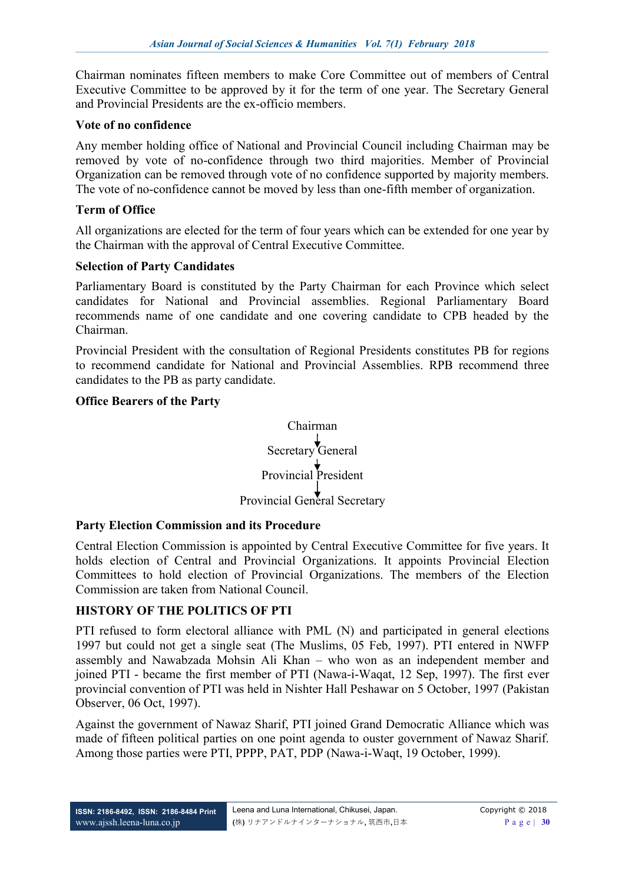Chairman nominates fifteen members to make Core Committee out of members of Central Executive Committee to be approved by it for the term of one year. The Secretary General and Provincial Presidents are the ex-officio members.

### Vote of no confidence

Any member holding office of National and Provincial Council including Chairman may be removed by vote of no-confidence through two third majorities. Member of Provincial Organization can be removed through vote of no confidence supported by majority members. The vote of no-confidence cannot be moved by less than one-fifth member of organization.

### Term of Office

All organizations are elected for the term of four years which can be extended for one year by the Chairman with the approval of Central Executive Committee.

### Selection of Party Candidates

Parliamentary Board is constituted by the Party Chairman for each Province which select candidates for National and Provincial assemblies. Regional Parliamentary Board recommends name of one candidate and one covering candidate to CPB headed by the Chairman.

Provincial President with the consultation of Regional Presidents constitutes PB for regions to recommend candidate for National and Provincial Assemblies. RPB recommend three candidates to the PB as party candidate.

### Office Bearers of the Party

Chairman
↓
Secretary General
↓
Provincial President
↓
Provincial General Secretary

### Party Election Commission and its Procedure

Central Election Commission is appointed by Central Executive Committee for five years. It holds election of Central and Provincial Organizations. It appoints Provincial Election Committees to hold election of Provincial Organizations. The members of the Election Commission are taken from National Council.

## HISTORY OF THE POLITICS OF PTI

PTI refused to form electoral alliance with PML (N) and participated in general elections 1997 but could not get a single seat (The Muslims, 05 Feb, 1997). PTI entered in NWFP assembly and Nawabzada Mohsin Ali Khan – who won as an independent member and joined PTI - became the first member of PTI (Nawa-i-Waqat, 12 Sep, 1997). The first ever provincial convention of PTI was held in Nishter Hall Peshawar on 5 October, 1997 (Pakistan Observer, 06 Oct, 1997).

Against the government of Nawaz Sharif, PTI joined Grand Democratic Alliance which was made of fifteen political parties on one point agenda to ouster government of Nawaz Sharif. Among those parties were PTI, PPPP, PAT, PDP (Nawa-i-Waqt, 19 October, 1999).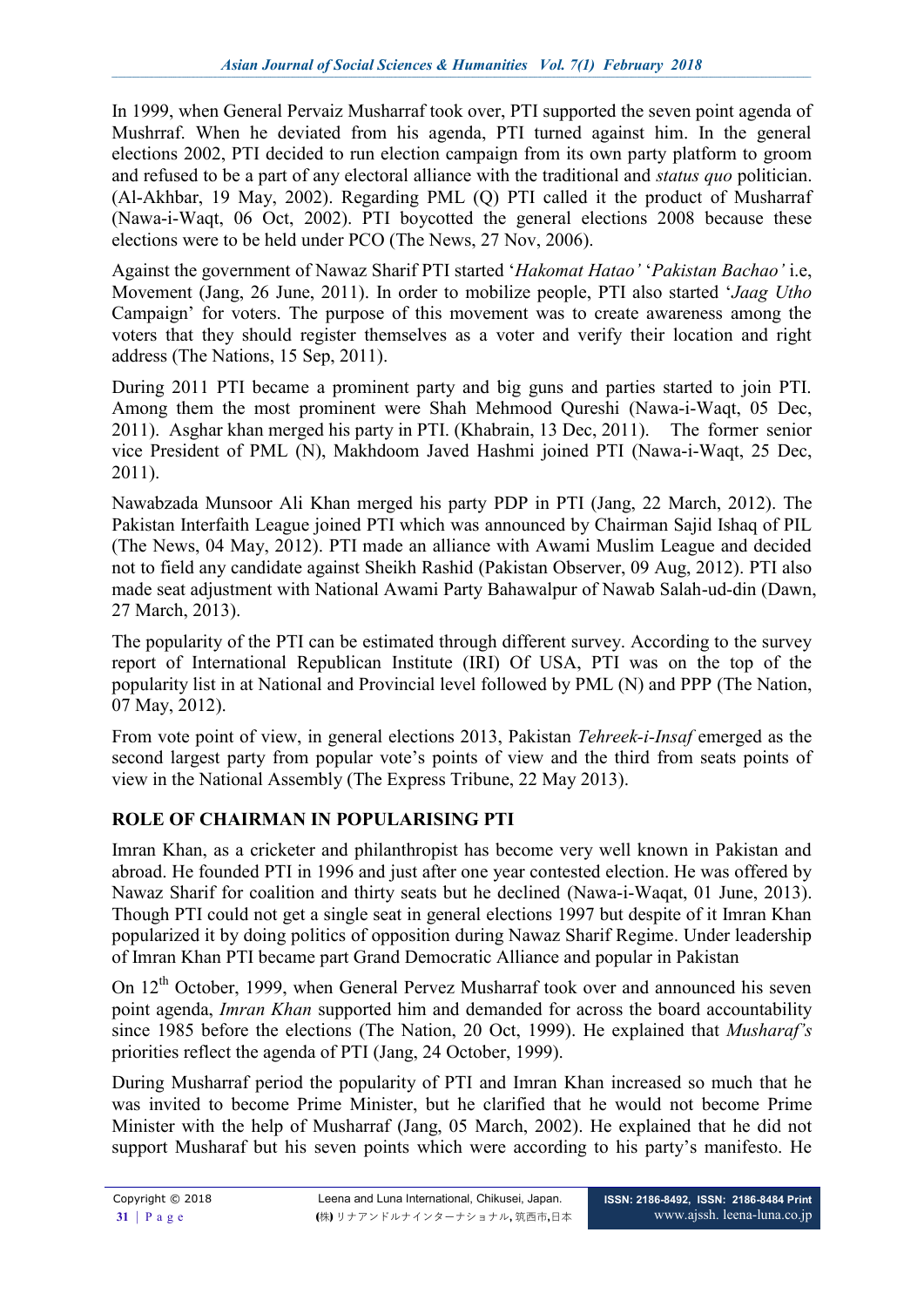In 1999, when General Pervaiz Musharraf took over, PTI supported the seven point agenda of Mushrraf. When he deviated from his agenda, PTI turned against him. In the general elections 2002, PTI decided to run election campaign from its own party platform to groom and refused to be a part of any electoral alliance with the traditional and *status quo* politician. (Al-Akhbar, 19 May, 2002). Regarding PML (Q) PTI called it the product of Musharraf (Nawa-i-Waqt, 06 Oct, 2002). PTI boycotted the general elections 2008 because these elections were to be held under PCO (The News, 27 Nov, 2006).

Against the government of Nawaz Sharif PTI started '*Hakomat Hatao*' '*Pakistan Bachao*' i.e, Movement (Jang, 26 June, 2011). In order to mobilize people, PTI also started '*Jaag Utho* Campaign' for voters. The purpose of this movement was to create awareness among the voters that they should register themselves as a voter and verify their location and right address (The Nations, 15 Sep, 2011).

During 2011 PTI became a prominent party and big guns and parties started to join PTI. Among them the most prominent were Shah Mehmood Qureshi (Nawa-i-Waqt, 05 Dec, 2011). Asghar khan merged his party in PTI. (Khabrain, 13 Dec, 2011). The former senior vice President of PML (N), Makhdoom Javed Hashmi joined PTI (Nawa-i-Waqt, 25 Dec, 2011).

Nawabzada Munsoor Ali Khan merged his party PDP in PTI (Jang, 22 March, 2012). The Pakistan Interfaith League joined PTI which was announced by Chairman Sajid Ishaq of PIL (The News, 04 May, 2012). PTI made an alliance with Awami Muslim League and decided not to field any candidate against Sheikh Rashid (Pakistan Observer, 09 Aug, 2012). PTI also made seat adjustment with National Awami Party Bahawalpur of Nawab Salah-ud-din (Dawn, 27 March, 2013).

The popularity of the PTI can be estimated through different survey. According to the survey report of International Republican Institute (IRI) Of USA, PTI was on the top of the popularity list in at National and Provincial level followed by PML (N) and PPP (The Nation, 07 May, 2012).

From vote point of view, in general elections 2013, Pakistan *Tehreek-i-Insaf* emerged as the second largest party from popular vote's points of view and the third from seats points of view in the National Assembly (The Express Tribune, 22 May 2013).

## ROLE OF CHAIRMAN IN POPULARISING PTI

Imran Khan, as a cricketer and philanthropist has become very well known in Pakistan and abroad. He founded PTI in 1996 and just after one year contested election. He was offered by Nawaz Sharif for coalition and thirty seats but he declined (Nawa-i-Waqat, 01 June, 2013). Though PTI could not get a single seat in general elections 1997 but despite of it Imran Khan popularized it by doing politics of opposition during Nawaz Sharif Regime. Under leadership of Imran Khan PTI became part Grand Democratic Alliance and popular in Pakistan

On 12th October, 1999, when General Pervez Musharraf took over and announced his seven point agenda, *Imran Khan* supported him and demanded for across the board accountability since 1985 before the elections (The Nation, 20 Oct, 1999). He explained that *Musharaf's* priorities reflect the agenda of PTI (Jang, 24 October, 1999).

During Musharraf period the popularity of PTI and Imran Khan increased so much that he was invited to become Prime Minister, but he clarified that he would not become Prime Minister with the help of Musharraf (Jang, 05 March, 2002). He explained that he did not support Musharaf but his seven points which were according to his party's manifesto. He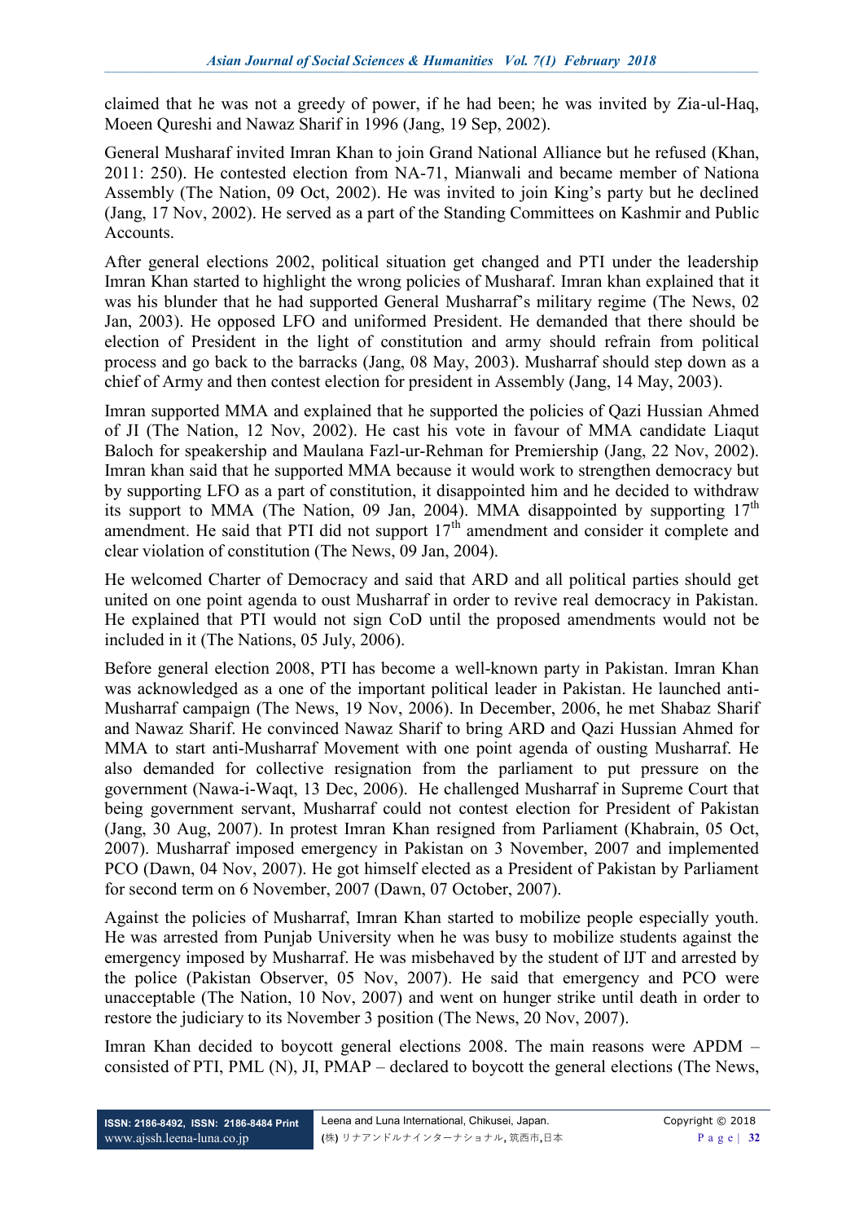claimed that he was not a greedy of power, if he had been; he was invited by Zia-ul-Haq, Moeen Qureshi and Nawaz Sharif in 1996 (Jang, 19 Sep, 2002).

General Musharaf invited Imran Khan to join Grand National Alliance but he refused (Khan, 2011: 250). He contested election from NA-71, Mianwali and became member of Nationa Assembly (The Nation, 09 Oct, 2002). He was invited to join King's party but he declined (Jang, 17 Nov, 2002). He served as a part of the Standing Committees on Kashmir and Public Accounts.

After general elections 2002, political situation get changed and PTI under the leadership Imran Khan started to highlight the wrong policies of Musharaf. Imran khan explained that it was his blunder that he had supported General Musharraf's military regime (The News, 02 Jan, 2003). He opposed LFO and uniformed President. He demanded that there should be election of President in the light of constitution and army should refrain from political process and go back to the barracks (Jang, 08 May, 2003). Musharraf should step down as a chief of Army and then contest election for president in Assembly (Jang, 14 May, 2003).

Imran supported MMA and explained that he supported the policies of Qazi Hussian Ahmed of JI (The Nation, 12 Nov, 2002). He cast his vote in favour of MMA candidate Liaqut Baloch for speakership and Maulana Fazl-ur-Rehman for Premiership (Jang, 22 Nov, 2002). Imran khan said that he supported MMA because it would work to strengthen democracy but by supporting LFO as a part of constitution, it disappointed him and he decided to withdraw its support to MMA (The Nation, 09 Jan, 2004). MMA disappointed by supporting 17th amendment. He said that PTI did not support 17th amendment and consider it complete and clear violation of constitution (The News, 09 Jan, 2004).

He welcomed Charter of Democracy and said that ARD and all political parties should get united on one point agenda to oust Musharraf in order to revive real democracy in Pakistan. He explained that PTI would not sign CoD until the proposed amendments would not be included in it (The Nations, 05 July, 2006).

Before general election 2008, PTI has become a well-known party in Pakistan. Imran Khan was acknowledged as a one of the important political leader in Pakistan. He launched anti-Musharraf campaign (The News, 19 Nov, 2006). In December, 2006, he met Shabaz Sharif and Nawaz Sharif. He convinced Nawaz Sharif to bring ARD and Qazi Hussian Ahmed for MMA to start anti-Musharraf Movement with one point agenda of ousting Musharraf. He also demanded for collective resignation from the parliament to put pressure on the government (Nawa-i-Waqt, 13 Dec, 2006). He challenged Musharraf in Supreme Court that being government servant, Musharraf could not contest election for President of Pakistan (Jang, 30 Aug, 2007). In protest Imran Khan resigned from Parliament (Khabrain, 05 Oct, 2007). Musharraf imposed emergency in Pakistan on 3 November, 2007 and implemented PCO (Dawn, 04 Nov, 2007). He got himself elected as a President of Pakistan by Parliament for second term on 6 November, 2007 (Dawn, 07 October, 2007).

Against the policies of Musharraf, Imran Khan started to mobilize people especially youth. He was arrested from Punjab University when he was busy to mobilize students against the emergency imposed by Musharraf. He was misbehaved by the student of IJT and arrested by the police (Pakistan Observer, 05 Nov, 2007). He said that emergency and PCO were unacceptable (The Nation, 10 Nov, 2007) and went on hunger strike until death in order to restore the judiciary to its November 3 position (The News, 20 Nov, 2007).

Imran Khan decided to boycott general elections 2008. The main reasons were APDM – consisted of PTI, PML (N), JI, PMAP – declared to boycott the general elections (The News,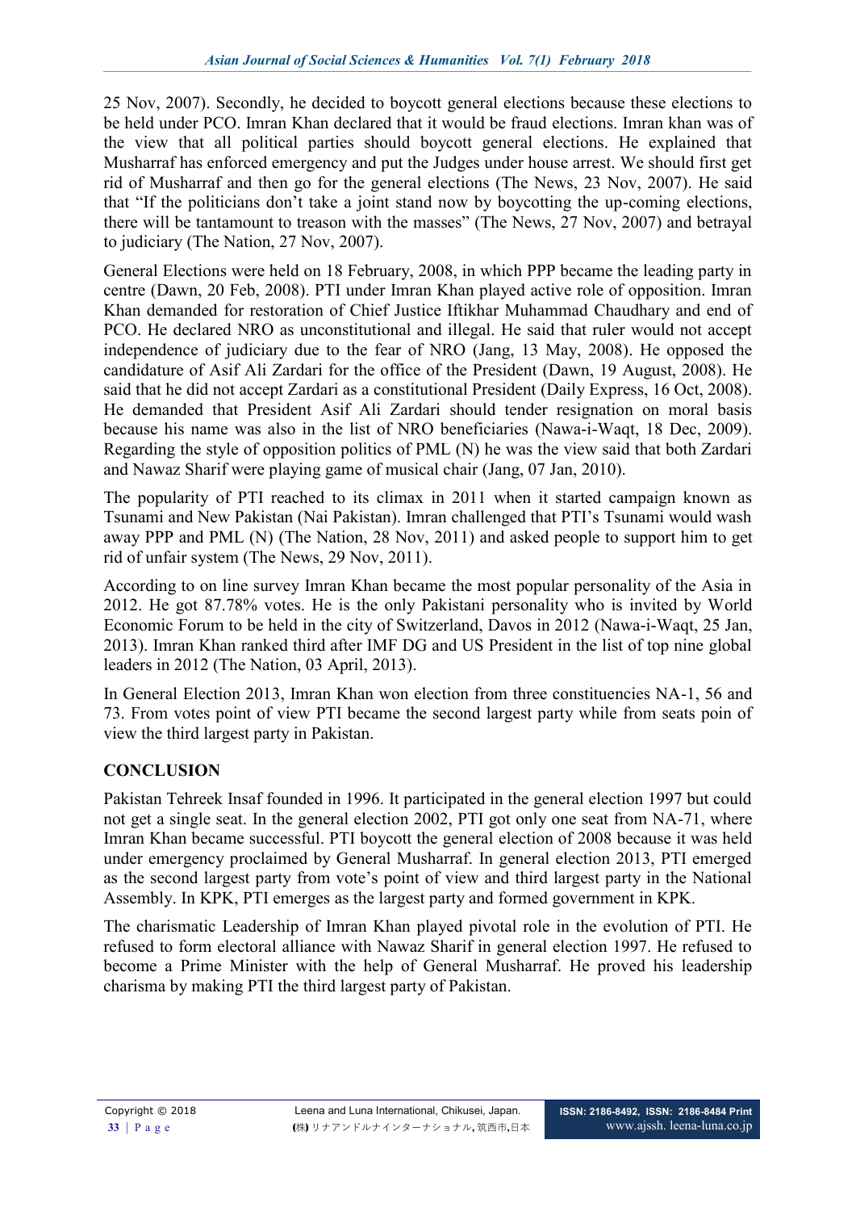25 Nov, 2007). Secondly, he decided to boycott general elections because these elections to be held under PCO. Imran Khan declared that it would be fraud elections. Imran khan was of the view that all political parties should boycott general elections. He explained that Musharraf has enforced emergency and put the Judges under house arrest. We should first get rid of Musharraf and then go for the general elections (The News, 23 Nov, 2007). He said that "If the politicians don't take a joint stand now by boycotting the up-coming elections, there will be tantamount to treason with the masses" (The News, 27 Nov, 2007) and betrayal to judiciary (The Nation, 27 Nov, 2007).

General Elections were held on 18 February, 2008, in which PPP became the leading party in centre (Dawn, 20 Feb, 2008). PTI under Imran Khan played active role of opposition. Imran Khan demanded for restoration of Chief Justice Iftikhar Muhammad Chaudhary and end of PCO. He declared NRO as unconstitutional and illegal. He said that ruler would not accept independence of judiciary due to the fear of NRO (Jang, 13 May, 2008). He opposed the candidature of Asif Ali Zardari for the office of the President (Dawn, 19 August, 2008). He said that he did not accept Zardari as a constitutional President (Daily Express, 16 Oct, 2008). He demanded that President Asif Ali Zardari should tender resignation on moral basis because his name was also in the list of NRO beneficiaries (Nawa-i-Waqt, 18 Dec, 2009). Regarding the style of opposition politics of PML (N) he was the view said that both Zardari and Nawaz Sharif were playing game of musical chair (Jang, 07 Jan, 2010).

The popularity of PTI reached to its climax in 2011 when it started campaign known as Tsunami and New Pakistan (Nai Pakistan). Imran challenged that PTI's Tsunami would wash away PPP and PML (N) (The Nation, 28 Nov, 2011) and asked people to support him to get rid of unfair system (The News, 29 Nov, 2011).

According to on line survey Imran Khan became the most popular personality of the Asia in 2012. He got 87.78% votes. He is the only Pakistani personality who is invited by World Economic Forum to be held in the city of Switzerland, Davos in 2012 (Nawa-i-Waqt, 25 Jan, 2013). Imran Khan ranked third after IMF DG and US President in the list of top nine global leaders in 2012 (The Nation, 03 April, 2013).

In General Election 2013, Imran Khan won election from three constituencies NA-1, 56 and 73. From votes point of view PTI became the second largest party while from seats poin of view the third largest party in Pakistan.

## CONCLUSION

Pakistan Tehreek Insaf founded in 1996. It participated in the general election 1997 but could not get a single seat. In the general election 2002, PTI got only one seat from NA-71, where Imran Khan became successful. PTI boycott the general election of 2008 because it was held under emergency proclaimed by General Musharraf. In general election 2013, PTI emerged as the second largest party from vote's point of view and third largest party in the National Assembly. In KPK, PTI emerges as the largest party and formed government in KPK.

The charismatic Leadership of Imran Khan played pivotal role in the evolution of PTI. He refused to form electoral alliance with Nawaz Sharif in general election 1997. He refused to become a Prime Minister with the help of General Musharraf. He proved his leadership charisma by making PTI the third largest party of Pakistan.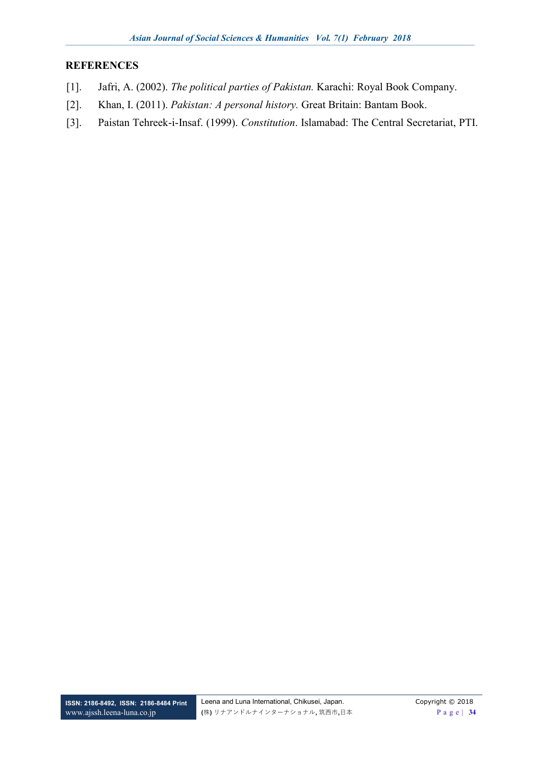## REFERENCES

[1]. Jafri, A. (2002). *The political parties of Pakistan.* Karachi: Royal Book Company.

[2]. Khan, I. (2011). *Pakistan: A personal history.* Great Britain: Bantam Book.

[3]. Paistan Tehreek-i-Insaf. (1999). *Constitution*. Islamabad: The Central Secretariat, PTI.